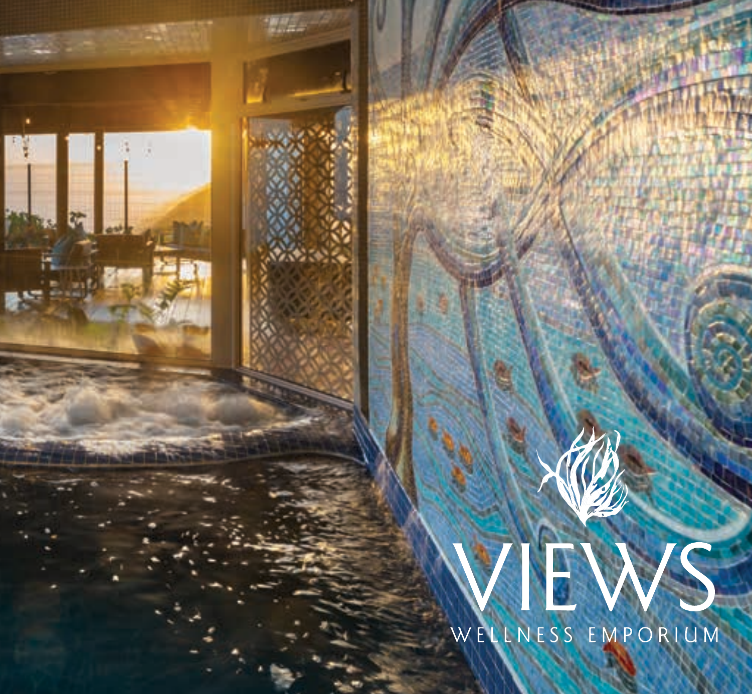# VIEWS

WELLNESS EMPORIUM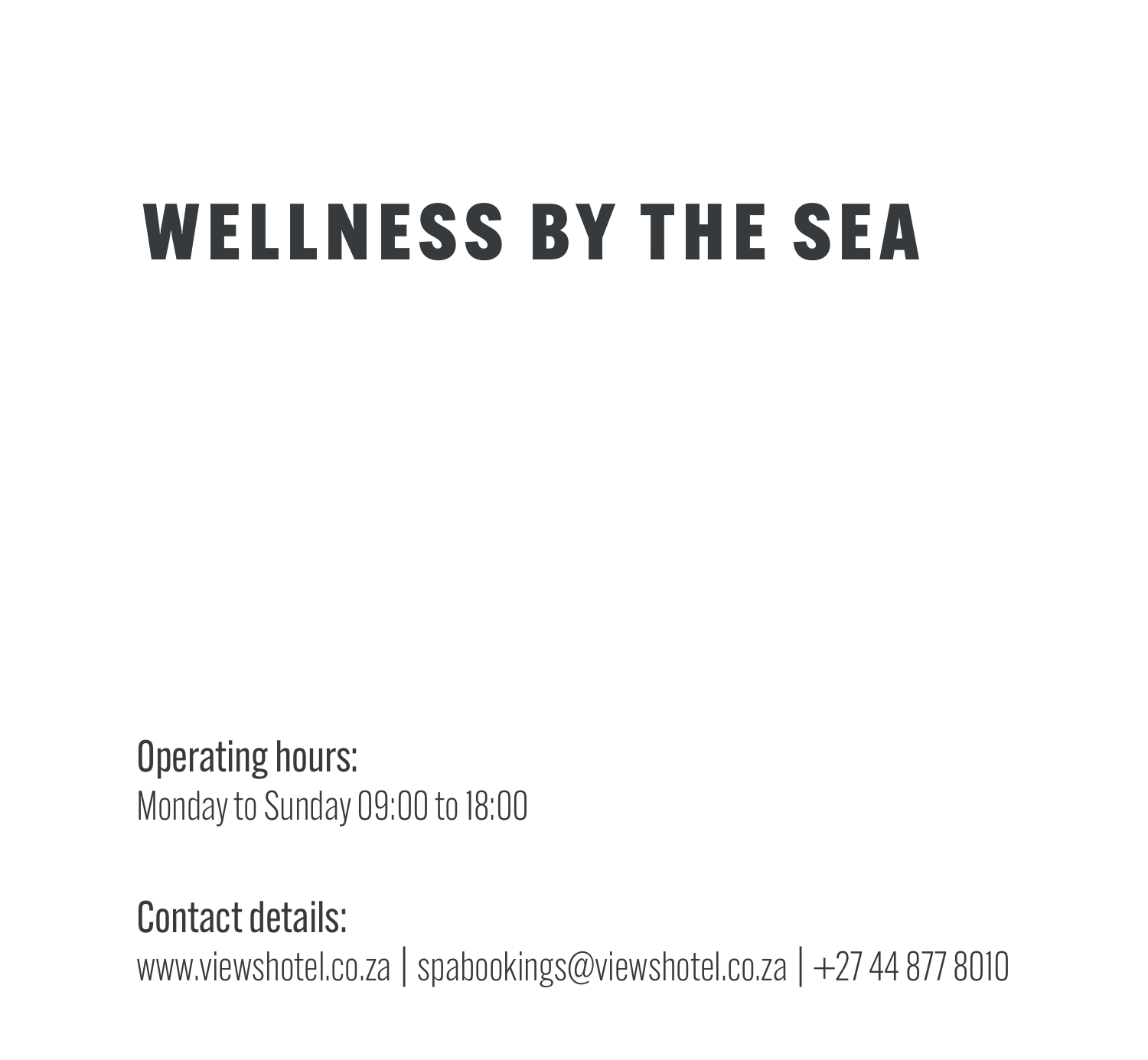# WELLNESS BY THE SEA

Operating hours:

Monday to Sunday 09:00 to 18:00

Contact details:

www.viewshotel.co.za | spabookings@viewshotel.co.za | +27 44 877 8010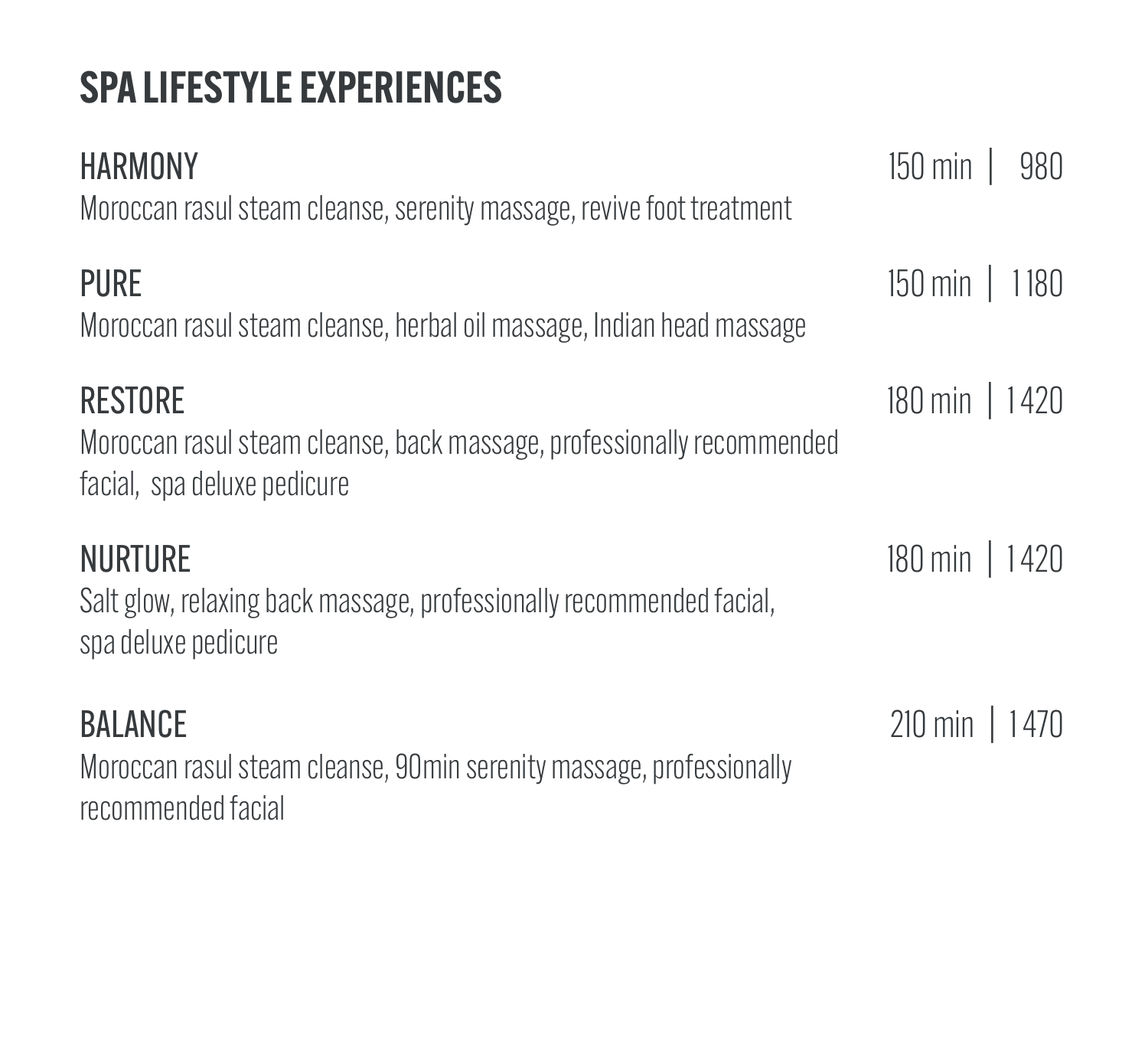# SPA LIFESTYLE EXPERIENCES

**HARMONY** — 150 min | 980
Moroccan rasul steam cleanse, serenity massage, revive foot treatment

**PURE** — 150 min | 1180
Moroccan rasul steam cleanse, herbal oil massage, Indian head massage

**RESTORE** — 180 min | 1420
Moroccan rasul steam cleanse, back massage, professionally recommended facial, spa deluxe pedicure

**NURTURE** — 180 min | 1420
Salt glow, relaxing back massage, professionally recommended facial, spa deluxe pedicure

**BALANCE** — 210 min | 1470
Moroccan rasul steam cleanse, 90min serenity massage, professionally recommended facial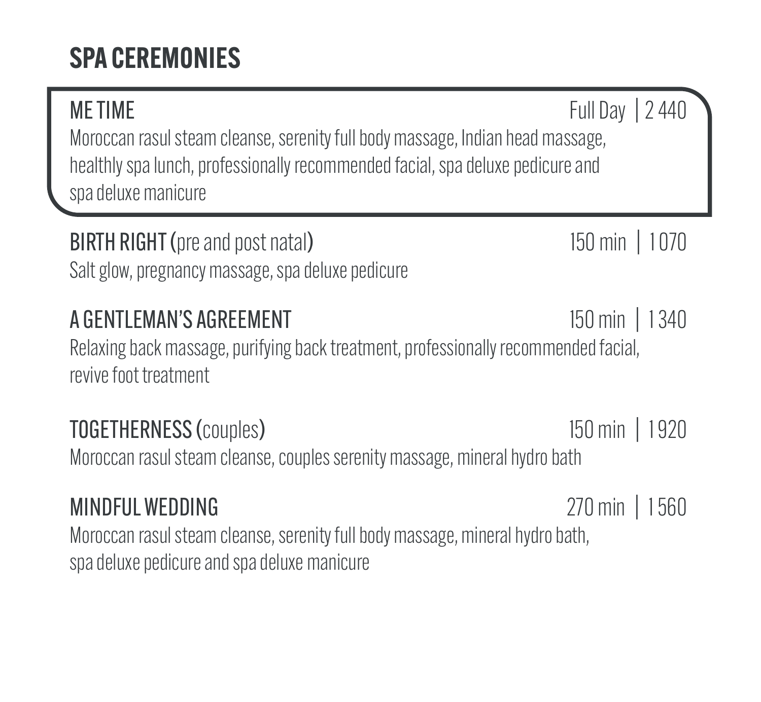# SPA CEREMONIES

**ME TIME** — Full Day | 2 440

Moroccan rasul steam cleanse, serenity full body massage, Indian head massage, healthly spa lunch, professionally recommended facial, spa deluxe pedicure and spa deluxe manicure

**BIRTH RIGHT** (pre and post natal) — 150 min | 1 070

Salt glow, pregnancy massage, spa deluxe pedicure

**A GENTLEMAN'S AGREEMENT** — 150 min | 1 340

Relaxing back massage, purifying back treatment, professionally recommended facial, revive foot treatment

**TOGETHERNESS** (couples) — 150 min | 1 920

Moroccan rasul steam cleanse, couples serenity massage, mineral hydro bath

**MINDFUL WEDDING** — 270 min | 1 560

Moroccan rasul steam cleanse, serenity full body massage, mineral hydro bath, spa deluxe pedicure and spa deluxe manicure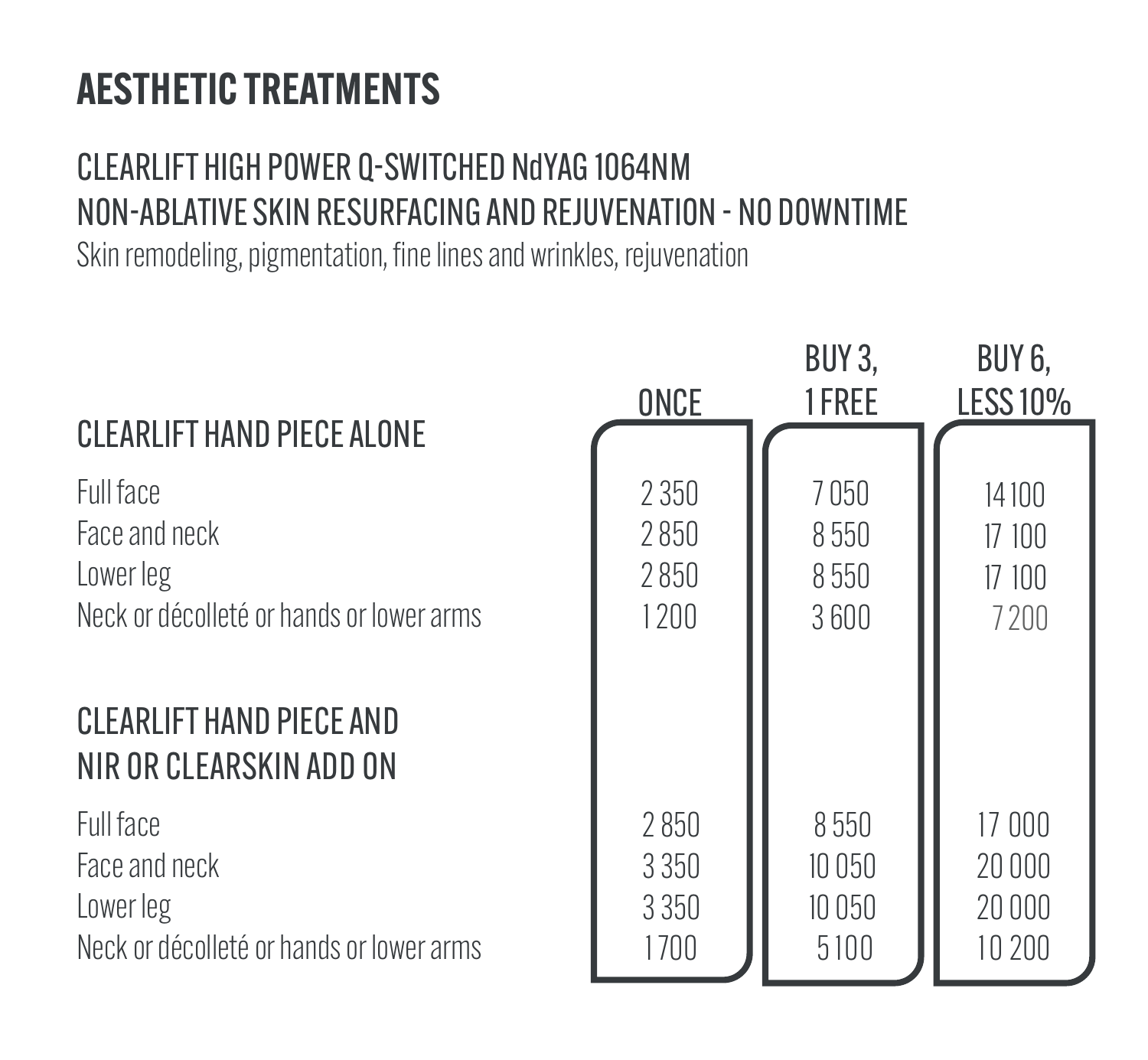# AESTHETIC TREATMENTS

## CLEARLIFT HIGH POWER Q-SWITCHED NdYAG 1064NM
## NON-ABLATIVE SKIN RESURFACING AND REJUVENATION - NO DOWNTIME

Skin remodeling, pigmentation, fine lines and wrinkles, rejuvenation

| | ONCE | BUY 3, 1 FREE | BUY 6, LESS 10% |
|---|---|---|---|
| **CLEARLIFT HAND PIECE ALONE** | | | |
| Full face | 2 350 | 7 050 | 14 100 |
| Face and neck | 2 850 | 8 550 | 17 100 |
| Lower leg | 2 850 | 8 550 | 17 100 |
| Neck or décolleté or hands or lower arms | 1 200 | 3 600 | 7 200 |
| **CLEARLIFT HAND PIECE AND NIR OR CLEARSKIN ADD ON** | | | |
| Full face | 2 850 | 8 550 | 17 000 |
| Face and neck | 3 350 | 10 050 | 20 000 |
| Lower leg | 3 350 | 10 050 | 20 000 |
| Neck or décolleté or hands or lower arms | 1 700 | 5 100 | 10 200 |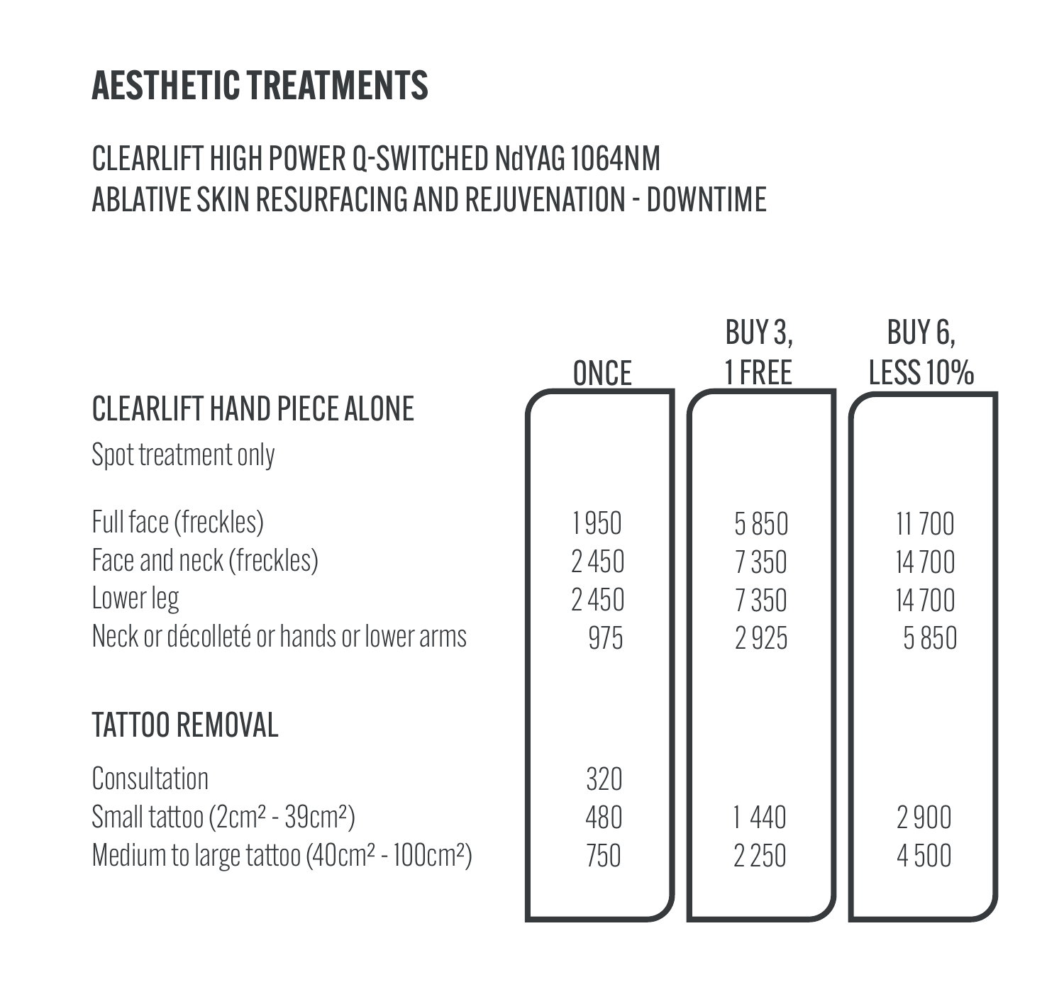# AESTHETIC TREATMENTS

## CLEARLIFT HIGH POWER Q-SWITCHED NdYAG 1064NM
## ABLATIVE SKIN RESURFACING AND REJUVENATION - DOWNTIME

| | ONCE | BUY 3, 1 FREE | BUY 6, LESS 10% |
|---|---|---|---|
| **CLEARLIFT HAND PIECE ALONE** | | | |
| Spot treatment only | | | |
| Full face (freckles) | 1 950 | 5 850 | 11 700 |
| Face and neck (freckles) | 2 450 | 7 350 | 14 700 |
| Lower leg | 2 450 | 7 350 | 14 700 |
| Neck or décolleté or hands or lower arms | 975 | 2 925 | 5 850 |
| **TATTOO REMOVAL** | | | |
| Consultation | 320 | | |
| Small tattoo (2cm² - 39cm²) | 480 | 1 440 | 2 900 |
| Medium to large tattoo (40cm² - 100cm²) | 750 | 2 250 | 4 500 |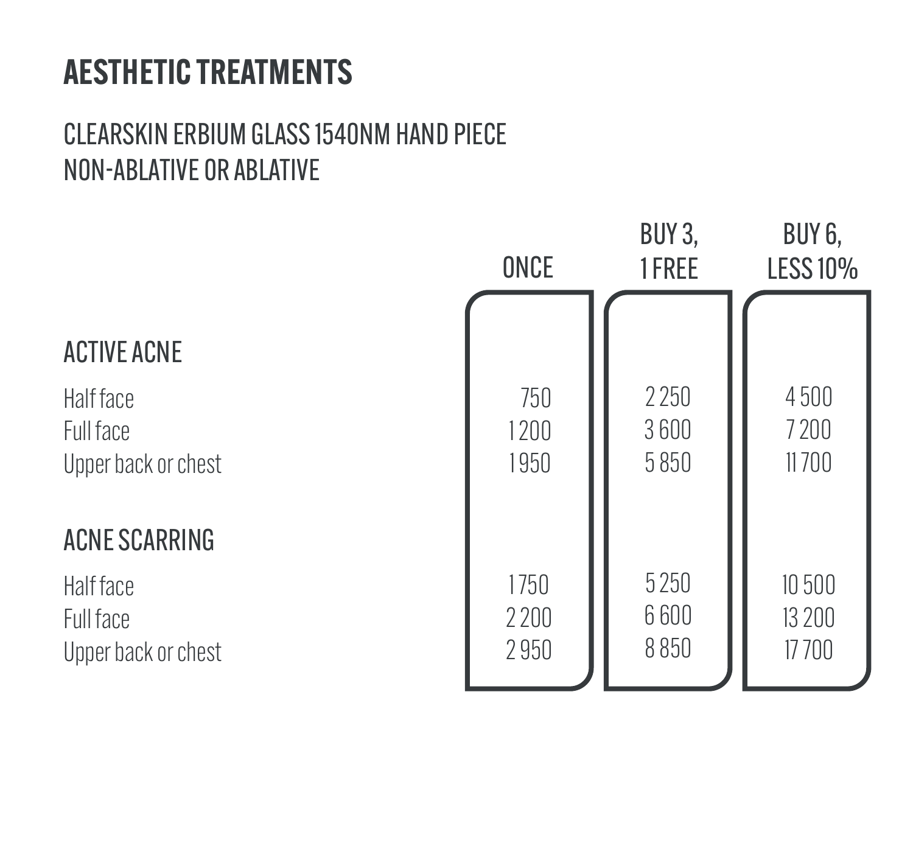# AESTHETIC TREATMENTS

## CLEARSKIN ERBIUM GLASS 1540NM HAND PIECE
## NON-ABLATIVE OR ABLATIVE

| | ONCE | BUY 3, 1 FREE | BUY 6, LESS 10% |
|---|---|---|---|
| **ACTIVE ACNE** | | | |
| Half face | 750 | 2 250 | 4 500 |
| Full face | 1 200 | 3 600 | 7 200 |
| Upper back or chest | 1 950 | 5 850 | 11 700 |
| **ACNE SCARRING** | | | |
| Half face | 1 750 | 5 250 | 10 500 |
| Full face | 2 200 | 6 600 | 13 200 |
| Upper back or chest | 2 950 | 8 850 | 17 700 |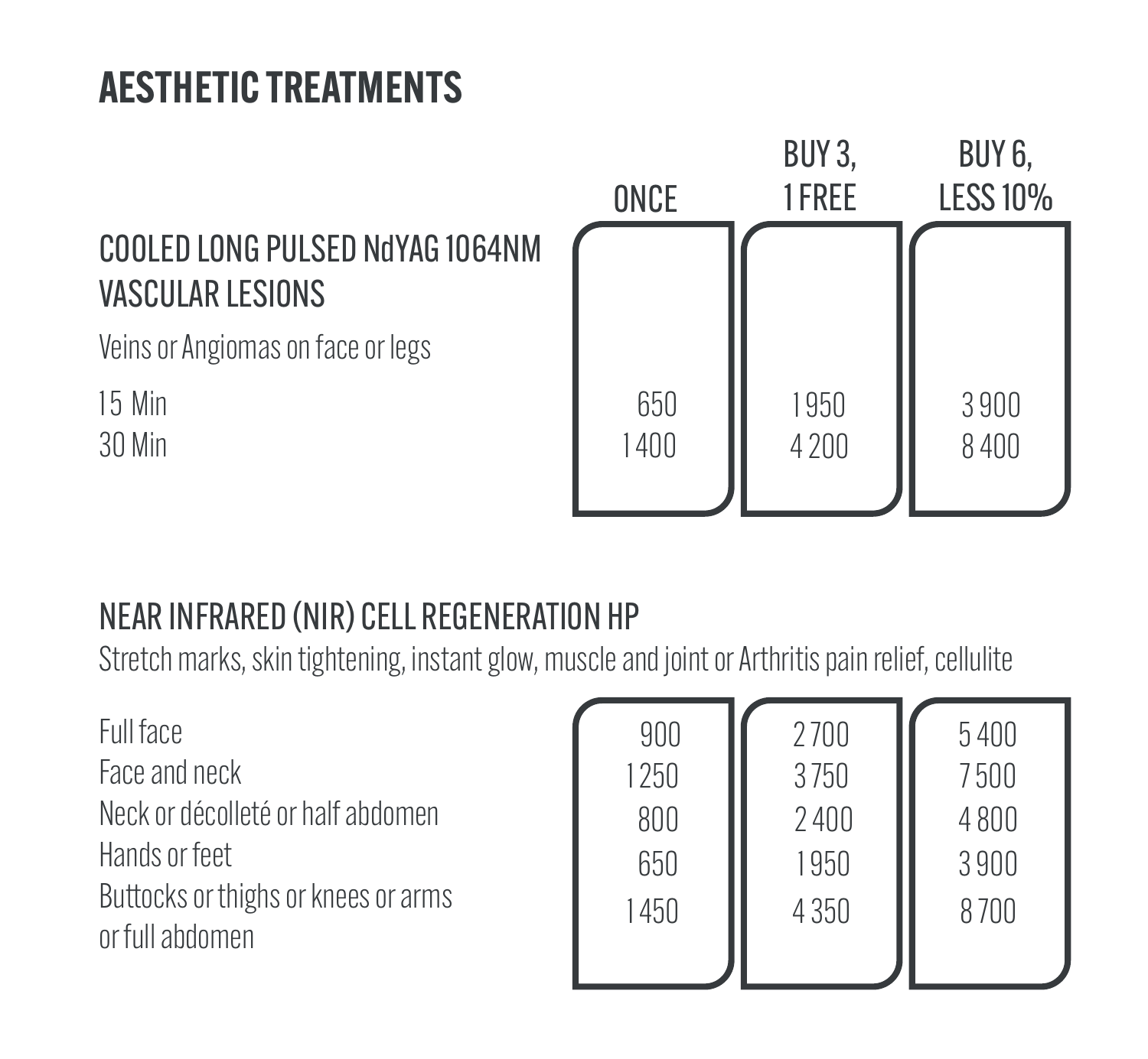# AESTHETIC TREATMENTS

## COOLED LONG PULSED NdYAG 1064NM VASCULAR LESIONS

Veins or Angiomas on face or legs

| | ONCE | BUY 3, 1 FREE | BUY 6, LESS 10% |
|---|---|---|---|
| 15 Min | 650 | 1 950 | 3 900 |
| 30 Min | 1 400 | 4 200 | 8 400 |

## NEAR INFRARED (NIR) CELL REGENERATION HP

Stretch marks, skin tightening, instant glow, muscle and joint or Arthritis pain relief, cellulite

| | ONCE | BUY 3, 1 FREE | BUY 6, LESS 10% |
|---|---|---|---|
| Full face | 900 | 2 700 | 5 400 |
| Face and neck | 1 250 | 3 750 | 7 500 |
| Neck or décolleté or half abdomen | 800 | 2 400 | 4 800 |
| Hands or feet | 650 | 1 950 | 3 900 |
| Buttocks or thighs or knees or arms or full abdomen | 1 450 | 4 350 | 8 700 |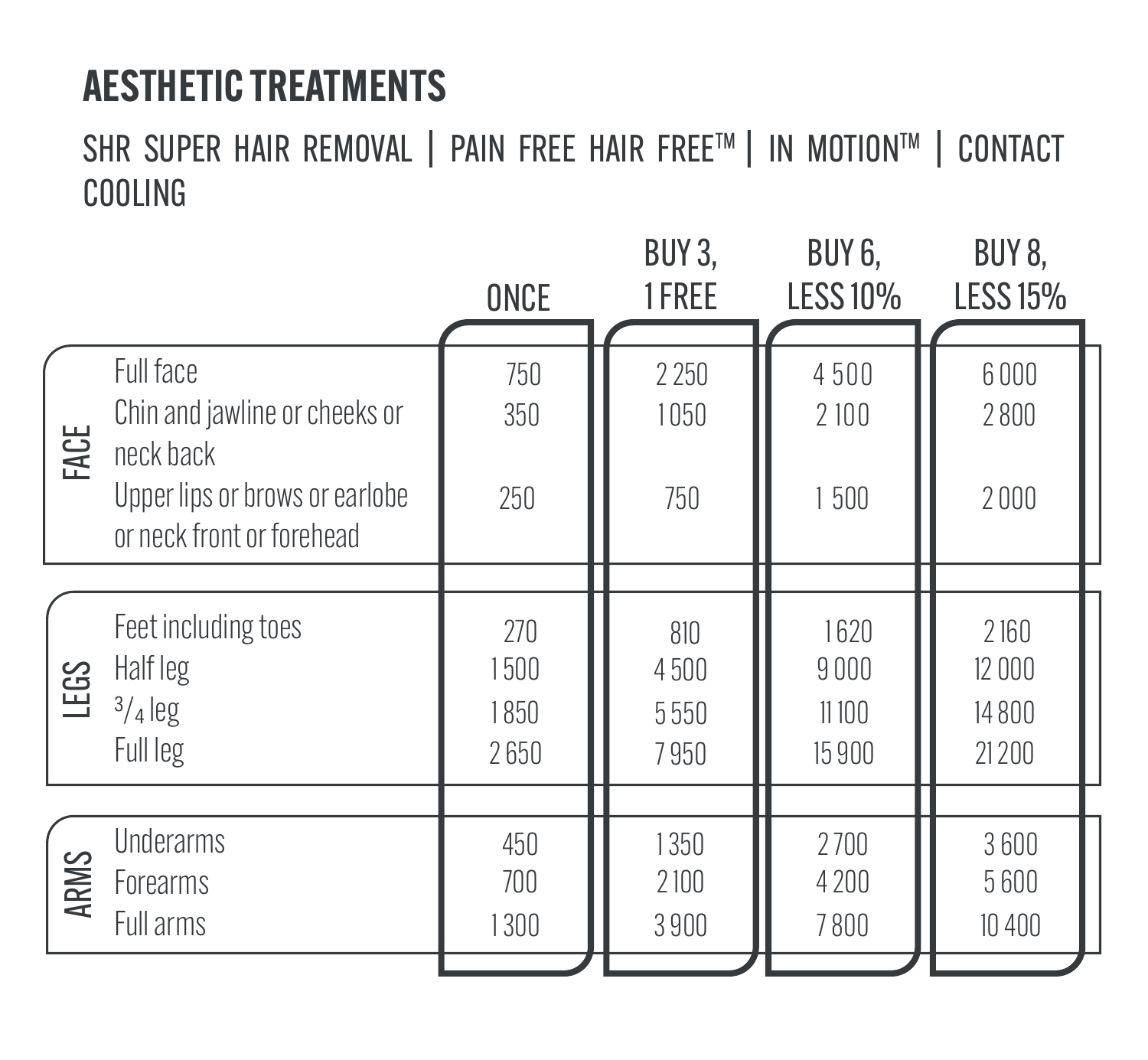# AESTHETIC TREATMENTS

SHR SUPER HAIR REMOVAL | PAIN FREE HAIR FREE™ | IN MOTION™ | CONTACT COOLING

| | | ONCE | BUY 3, 1 FREE | BUY 6, LESS 10% | BUY 8, LESS 15% |
|---|---|---|---|---|---|
| FACE | Full face | 750 | 2 250 | 4 500 | 6 000 |
| | Chin and jawline or cheeks or neck back | 350 | 1 050 | 2 100 | 2 800 |
| | Upper lips or brows or earlobe or neck front or forehead | 250 | 750 | 1 500 | 2 000 |
| LEGS | Feet including toes | 270 | 810 | 1 620 | 2 160 |
| | Half leg | 1 500 | 4 500 | 9 000 | 12 000 |
| | 3/4 leg | 1 850 | 5 550 | 11 100 | 14 800 |
| | Full leg | 2 650 | 7 950 | 15 900 | 21 200 |
| ARMS | Underarms | 450 | 1 350 | 2 700 | 3 600 |
| | Forearms | 700 | 2 100 | 4 200 | 5 600 |
| | Full arms | 1 300 | 3 900 | 7 800 | 10 400 |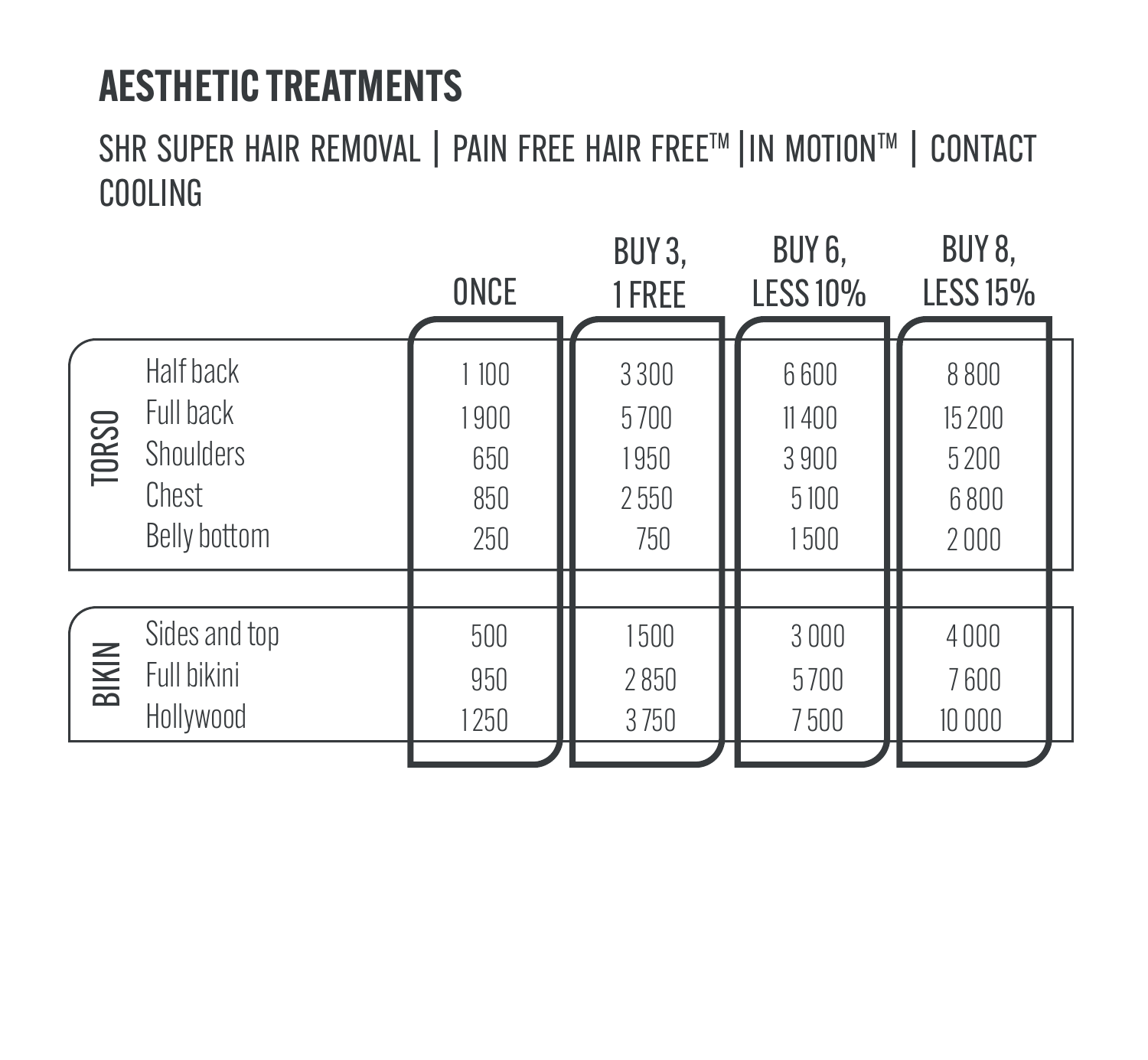# AESTHETIC TREATMENTS

## SHR SUPER HAIR REMOVAL | PAIN FREE HAIR FREE™ | IN MOTION™ | CONTACT COOLING

| | | ONCE | BUY 3, 1 FREE | BUY 6, LESS 10% | BUY 8, LESS 15% |
|---|---|---|---|---|---|
| TORSO | Half back | 1 100 | 3 300 | 6 600 | 8 800 |
| | Full back | 1 900 | 5 700 | 11 400 | 15 200 |
| | Shoulders | 650 | 1 950 | 3 900 | 5 200 |
| | Chest | 850 | 2 550 | 5 100 | 6 800 |
| | Belly bottom | 250 | 750 | 1 500 | 2 000 |
| BIKIN | Sides and top | 500 | 1 500 | 3 000 | 4 000 |
| | Full bikini | 950 | 2 850 | 5 700 | 7 600 |
| | Hollywood | 1 250 | 3 750 | 7 500 | 10 000 |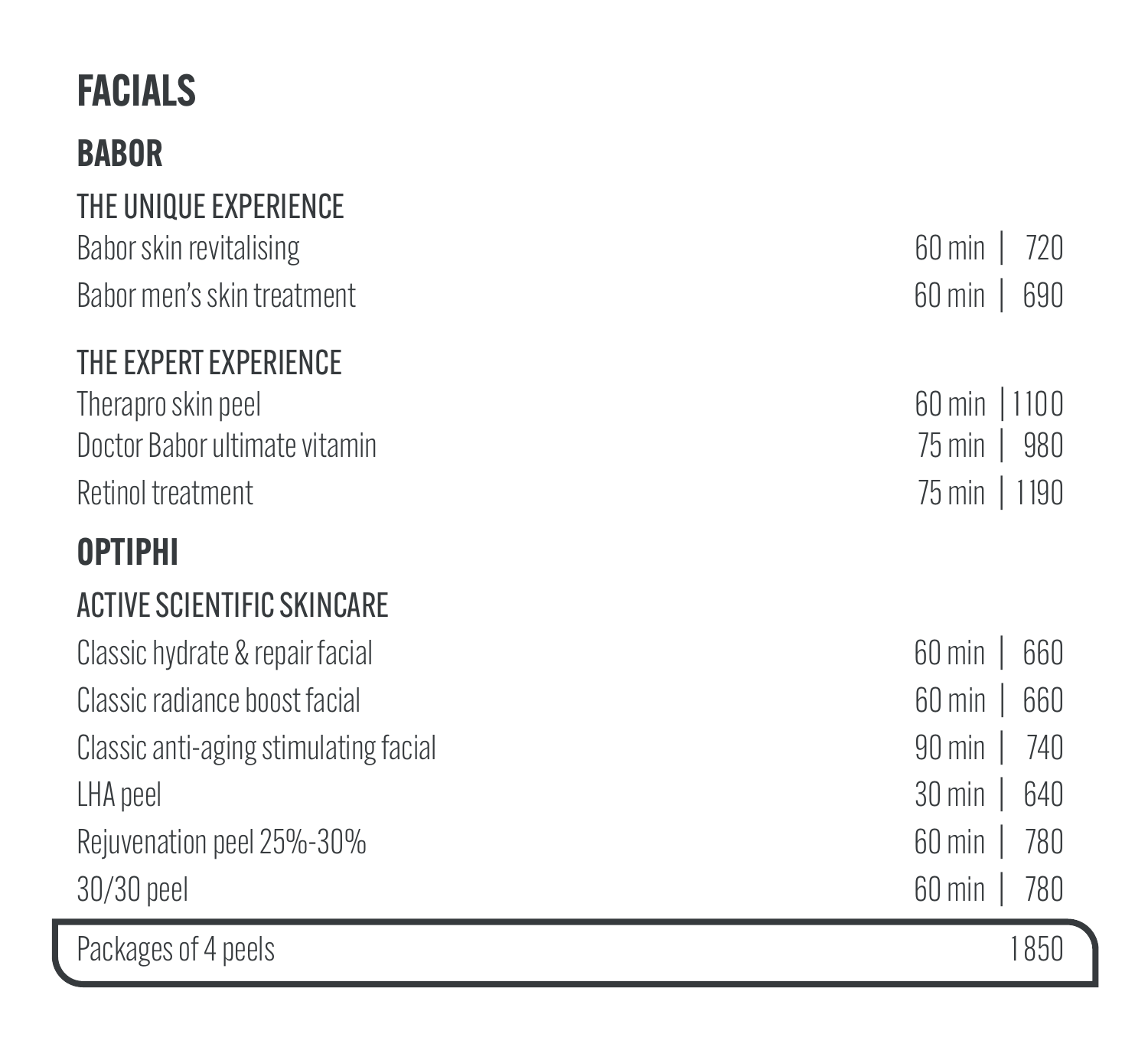# FACIALS

## BABOR

### THE UNIQUE EXPERIENCE

| Treatment | Duration | Price |
|---|---|---|
| Babor skin revitalising | 60 min | 720 |
| Babor men's skin treatment | 60 min | 690 |

### THE EXPERT EXPERIENCE

| Treatment | Duration | Price |
|---|---|---|
| Therapro skin peel | 60 min | 1100 |
| Doctor Babor ultimate vitamin | 75 min | 980 |
| Retinol treatment | 75 min | 1190 |

## OPTIPHI

### ACTIVE SCIENTIFIC SKINCARE

| Treatment | Duration | Price |
|---|---|---|
| Classic hydrate & repair facial | 60 min | 660 |
| Classic radiance boost facial | 60 min | 660 |
| Classic anti-aging stimulating facial | 90 min | 740 |
| LHA peel | 30 min | 640 |
| Rejuvenation peel 25%-30% | 60 min | 780 |
| 30/30 peel | 60 min | 780 |

Packages of 4 peels 1850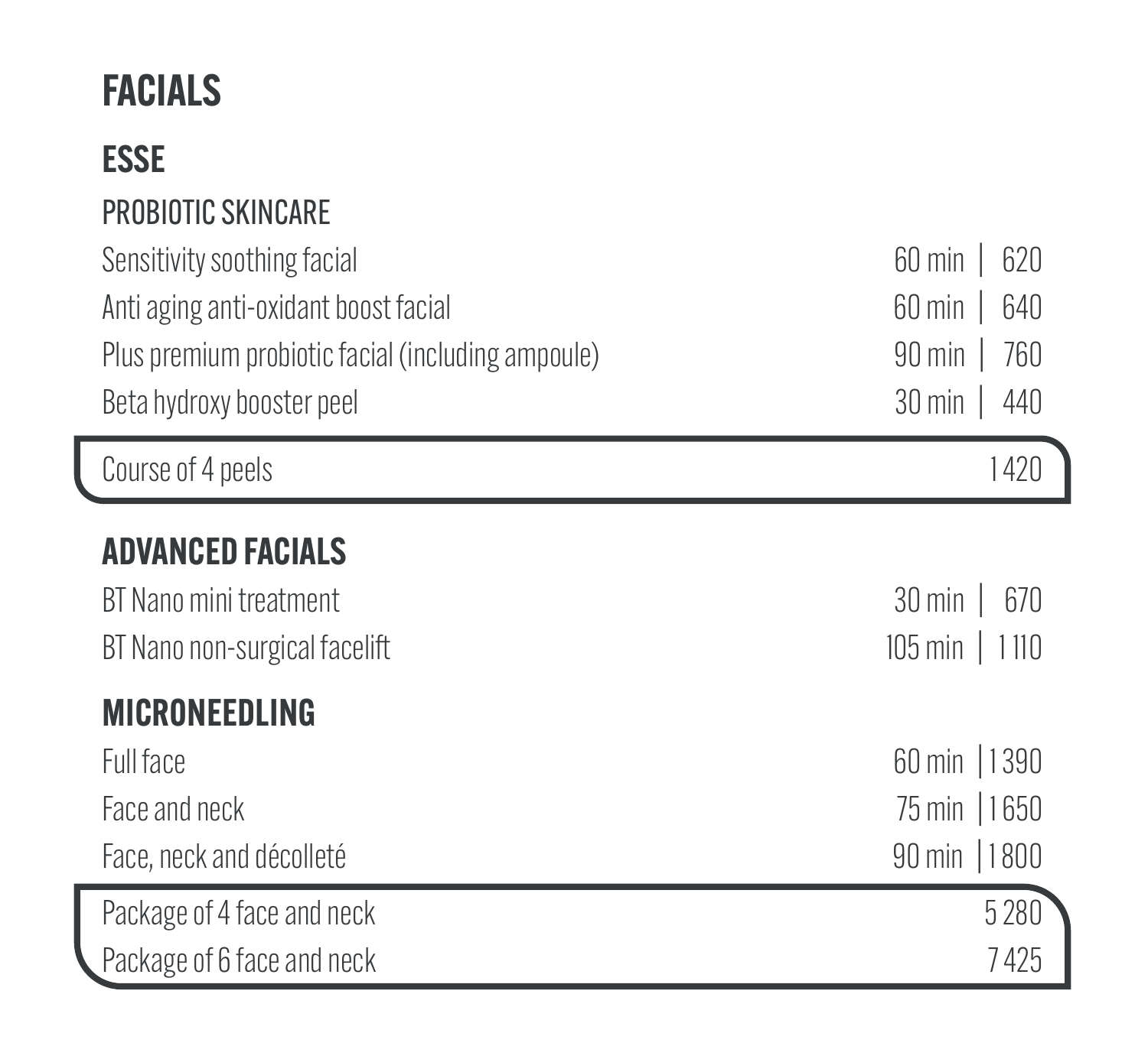# FACIALS

## ESSE

### PROBIOTIC SKINCARE

| Treatment | Duration | Price |
|---|---|---|
| Sensitivity soothing facial | 60 min | 620 |
| Anti aging anti-oxidant boost facial | 60 min | 640 |
| Plus premium probiotic facial (including ampoule) | 90 min | 760 |
| Beta hydroxy booster peel | 30 min | 440 |
| Course of 4 peels | | 1 420 |

## ADVANCED FACIALS

| Treatment | Duration | Price |
|---|---|---|
| BT Nano mini treatment | 30 min | 670 |
| BT Nano non-surgical facelift | 105 min | 1 110 |

## MICRONEEDLING

| Treatment | Duration | Price |
|---|---|---|
| Full face | 60 min | 1 390 |
| Face and neck | 75 min | 1 650 |
| Face, neck and décolleté | 90 min | 1 800 |
| Package of 4 face and neck | | 5 280 |
| Package of 6 face and neck | | 7 425 |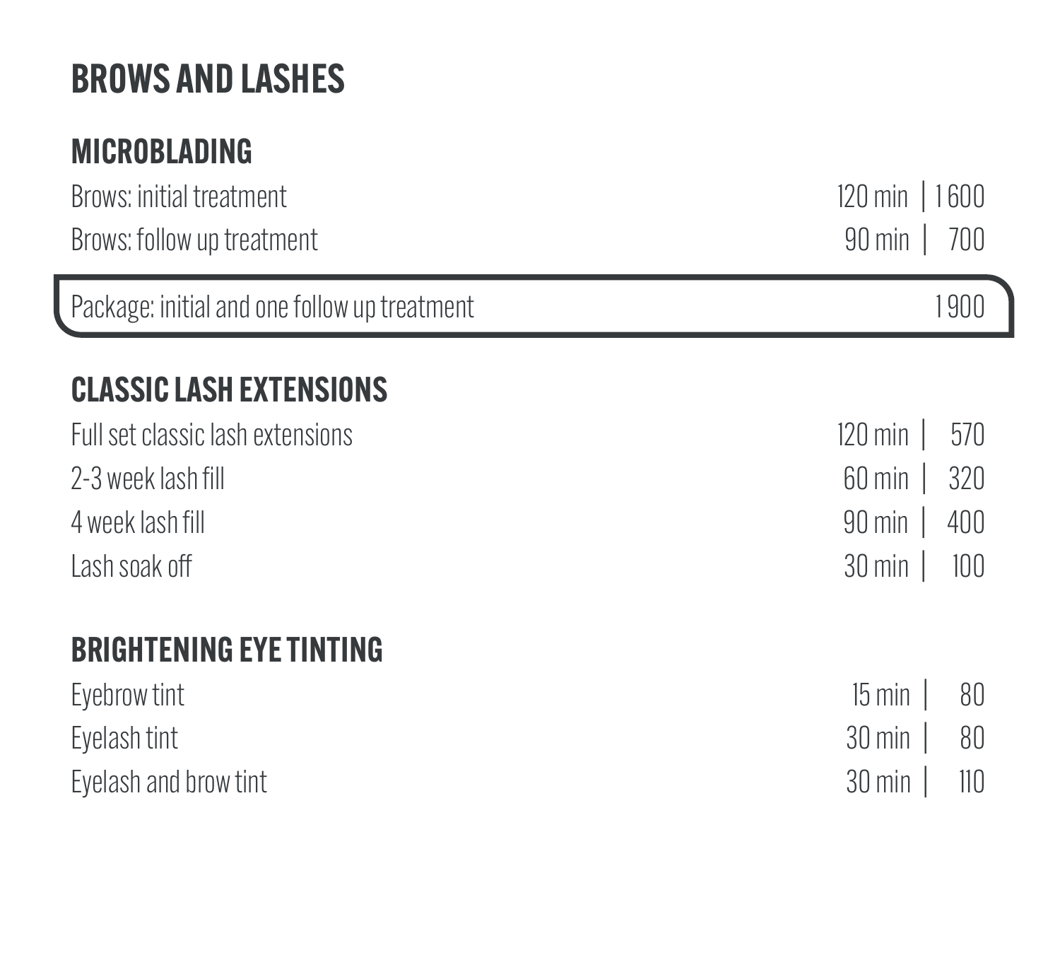# BROWS AND LASHES

## MICROBLADING

| Treatment | Duration | Price |
|---|---|---|
| Brows: initial treatment | 120 min | 1 600 |
| Brows: follow up treatment | 90 min | 700 |
| Package: initial and one follow up treatment | | 1 900 |

## CLASSIC LASH EXTENSIONS

| Treatment | Duration | Price |
|---|---|---|
| Full set classic lash extensions | 120 min | 570 |
| 2-3 week lash fill | 60 min | 320 |
| 4 week lash fill | 90 min | 400 |
| Lash soak off | 30 min | 100 |

## BRIGHTENING EYE TINTING

| Treatment | Duration | Price |
|---|---|---|
| Eyebrow tint | 15 min | 80 |
| Eyelash tint | 30 min | 80 |
| Eyelash and brow tint | 30 min | 110 |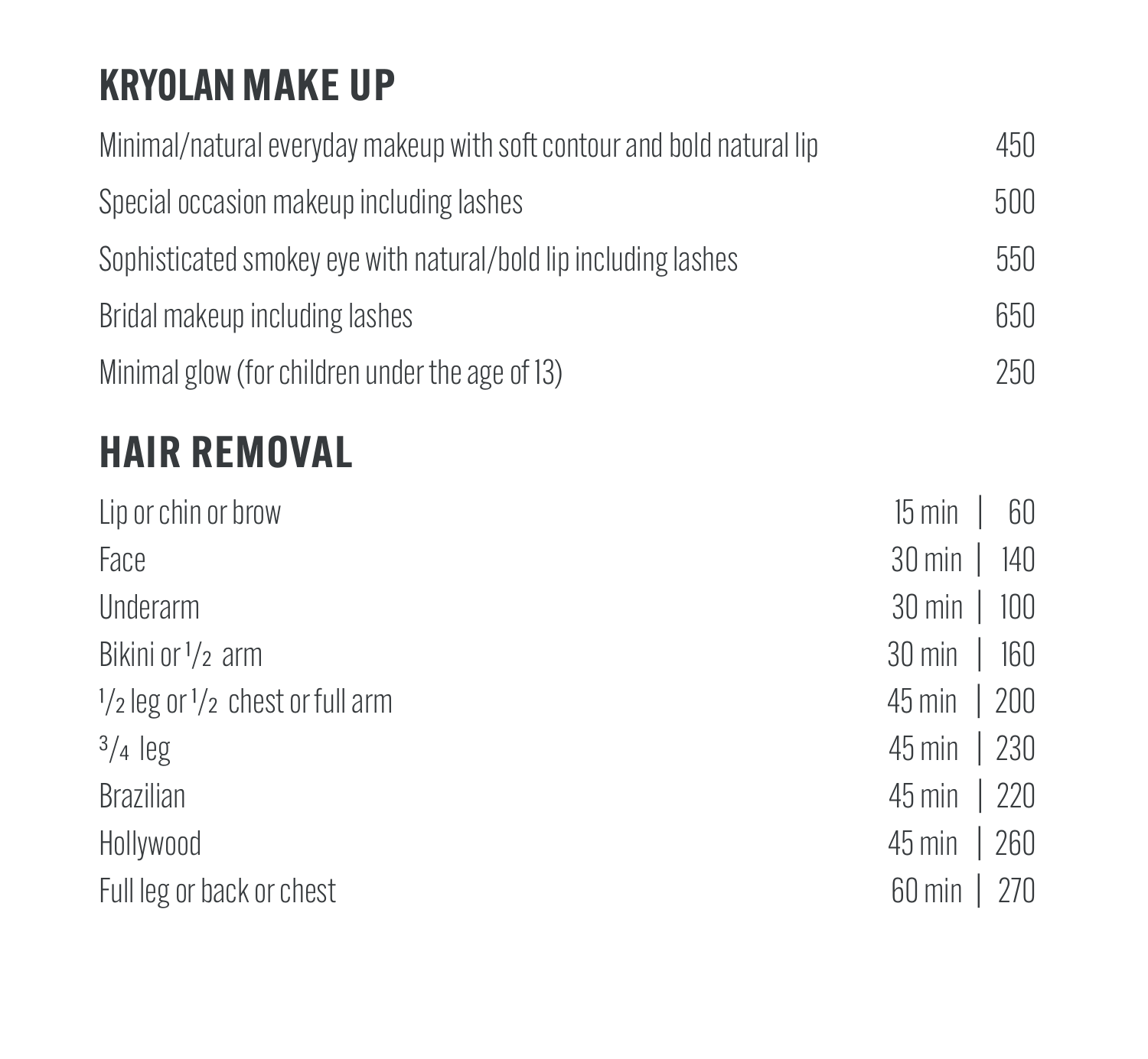## KRYOLAN MAKE UP

| | |
|---|---|
| Minimal/natural everyday makeup with soft contour and bold natural lip | 450 |
| Special occasion makeup including lashes | 500 |
| Sophisticated smokey eye with natural/bold lip including lashes | 550 |
| Bridal makeup including lashes | 650 |
| Minimal glow (for children under the age of 13) | 250 |

## HAIR REMOVAL

| | | |
|---|---|---|
| Lip or chin or brow | 15 min | 60 |
| Face | 30 min | 140 |
| Underarm | 30 min | 100 |
| Bikini or $1/2$ arm | 30 min | 160 |
| $1/2$ leg or $1/2$ chest or full arm | 45 min | 200 |
| $3/4$ leg | 45 min | 230 |
| Brazilian | 45 min | 220 |
| Hollywood | 45 min | 260 |
| Full leg or back or chest | 60 min | 270 |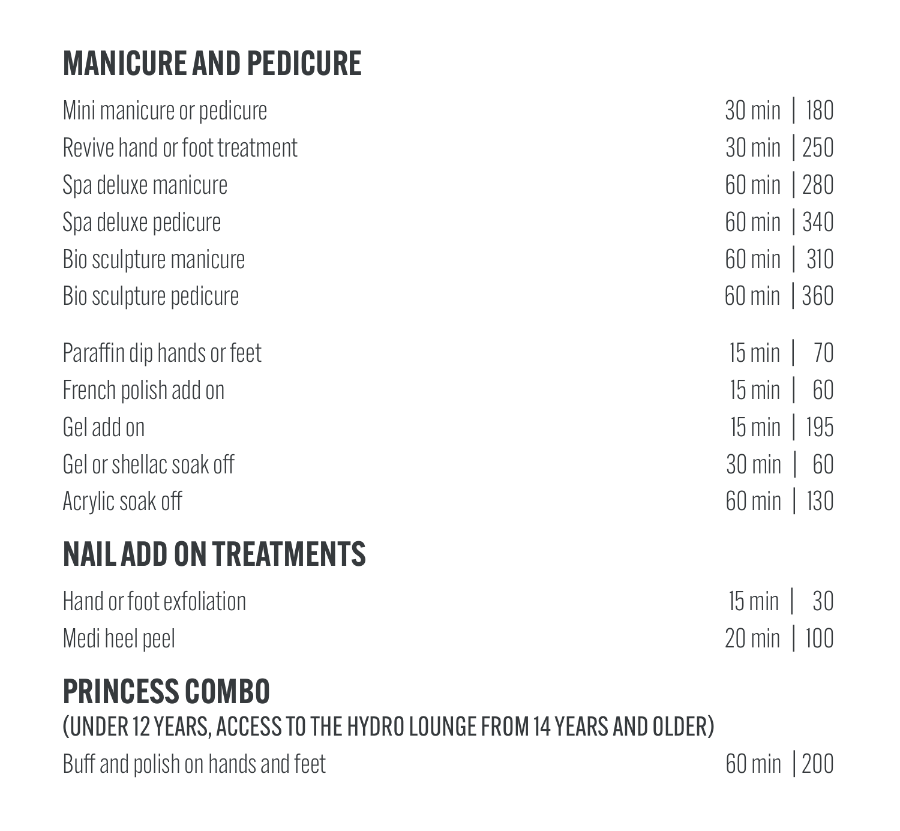## MANICURE AND PEDICURE

| Treatment | Duration | Price |
|---|---|---|
| Mini manicure or pedicure | 30 min | 180 |
| Revive hand or foot treatment | 30 min | 250 |
| Spa deluxe manicure | 60 min | 280 |
| Spa deluxe pedicure | 60 min | 340 |
| Bio sculpture manicure | 60 min | 310 |
| Bio sculpture pedicure | 60 min | 360 |
| Paraffin dip hands or feet | 15 min | 70 |
| French polish add on | 15 min | 60 |
| Gel add on | 15 min | 195 |
| Gel or shellac soak off | 30 min | 60 |
| Acrylic soak off | 60 min | 130 |

## NAIL ADD ON TREATMENTS

| Treatment | Duration | Price |
|---|---|---|
| Hand or foot exfoliation | 15 min | 30 |
| Medi heel peel | 20 min | 100 |

## PRINCESS COMBO

(UNDER 12 YEARS, ACCESS TO THE HYDRO LOUNGE FROM 14 YEARS AND OLDER)

| Treatment | Duration | Price |
|---|---|---|
| Buff and polish on hands and feet | 60 min | 200 |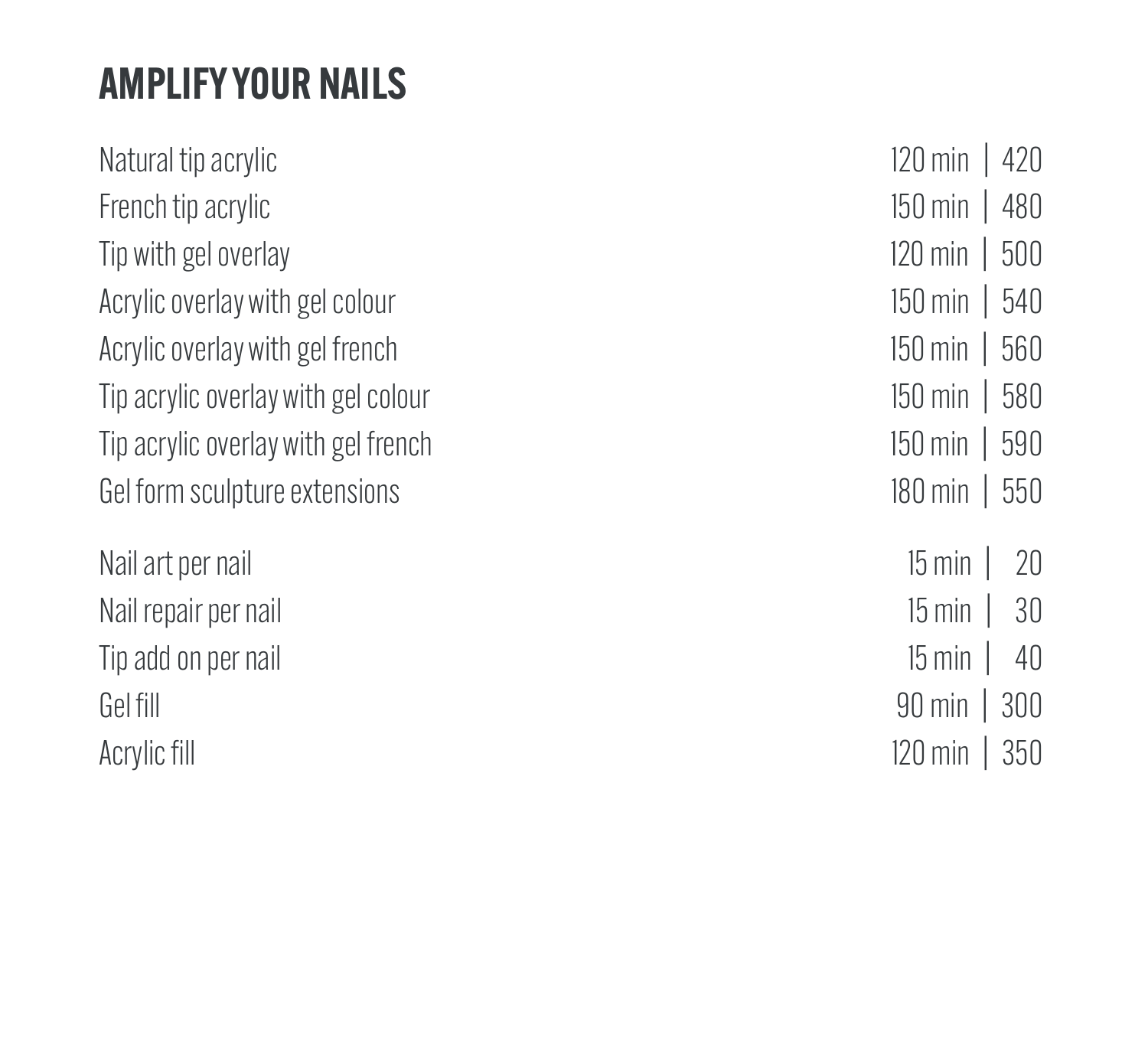## AMPLIFY YOUR NAILS

| | |
|---|---|
| Natural tip acrylic | 120 min \| 420 |
| French tip acrylic | 150 min \| 480 |
| Tip with gel overlay | 120 min \| 500 |
| Acrylic overlay with gel colour | 150 min \| 540 |
| Acrylic overlay with gel french | 150 min \| 560 |
| Tip acrylic overlay with gel colour | 150 min \| 580 |
| Tip acrylic overlay with gel french | 150 min \| 590 |
| Gel form sculpture extensions | 180 min \| 550 |

| | |
|---|---|
| Nail art per nail | 15 min \| 20 |
| Nail repair per nail | 15 min \| 30 |
| Tip add on per nail | 15 min \| 40 |
| Gel fill | 90 min \| 300 |
| Acrylic fill | 120 min \| 350 |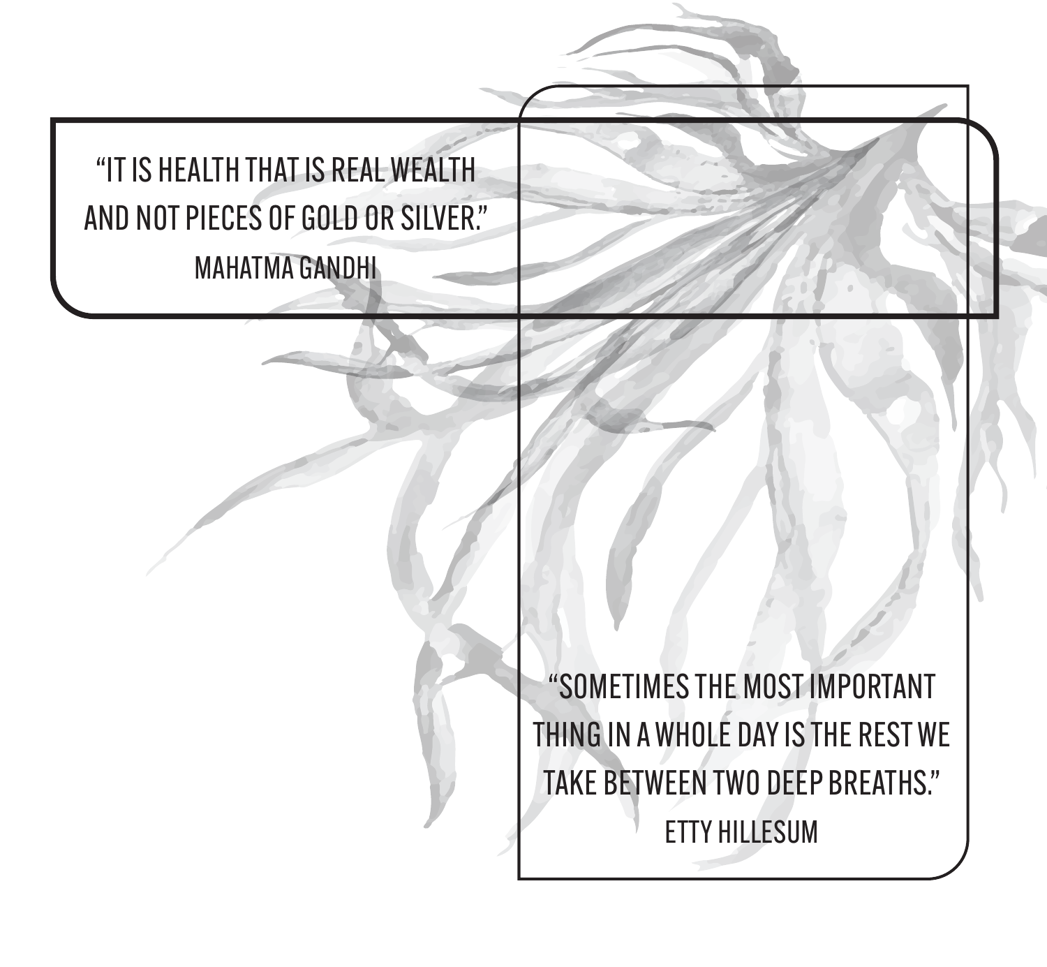"IT IS HEALTH THAT IS REAL WEALTH AND NOT PIECES OF GOLD OR SILVER."

MAHATMA GANDHI

"SOMETIMES THE MOST IMPORTANT THING IN A WHOLE DAY IS THE REST WE TAKE BETWEEN TWO DEEP BREATHS."

ETTY HILLESUM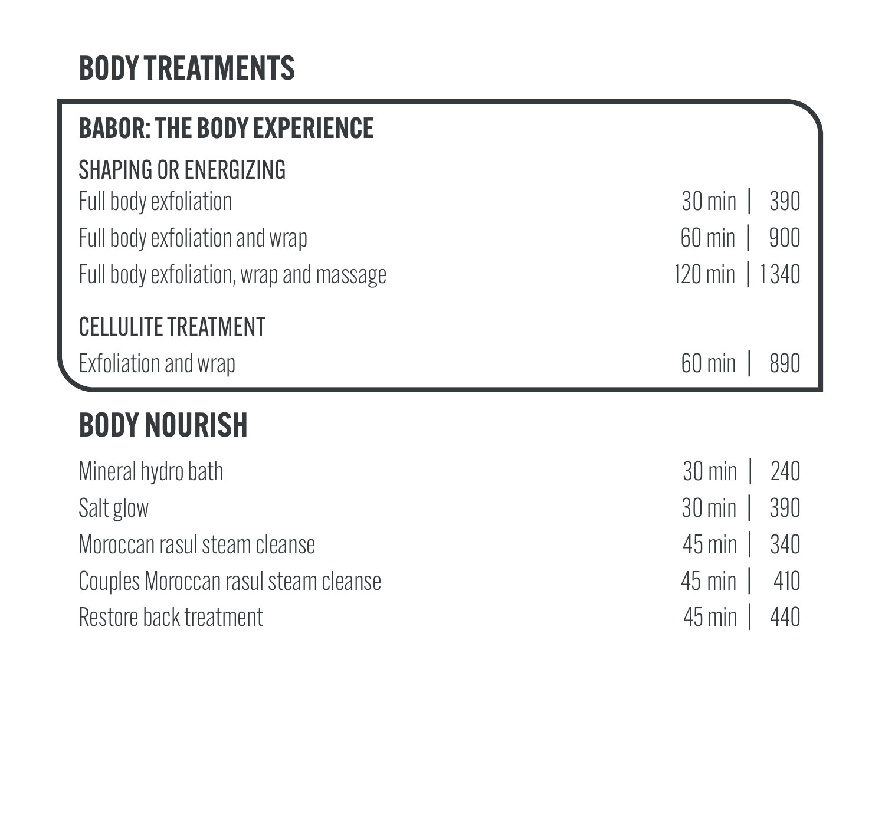# BODY TREATMENTS

## BABOR: THE BODY EXPERIENCE

### SHAPING OR ENERGIZING

| Treatment | Duration | Price |
|---|---|---|
| Full body exfoliation | 30 min | 390 |
| Full body exfoliation and wrap | 60 min | 900 |
| Full body exfoliation, wrap and massage | 120 min | 1 340 |

### CELLULITE TREATMENT

| Treatment | Duration | Price |
|---|---|---|
| Exfoliation and wrap | 60 min | 890 |

## BODY NOURISH

| Treatment | Duration | Price |
|---|---|---|
| Mineral hydro bath | 30 min | 240 |
| Salt glow | 30 min | 390 |
| Moroccan rasul steam cleanse | 45 min | 340 |
| Couples Moroccan rasul steam cleanse | 45 min | 410 |
| Restore back treatment | 45 min | 440 |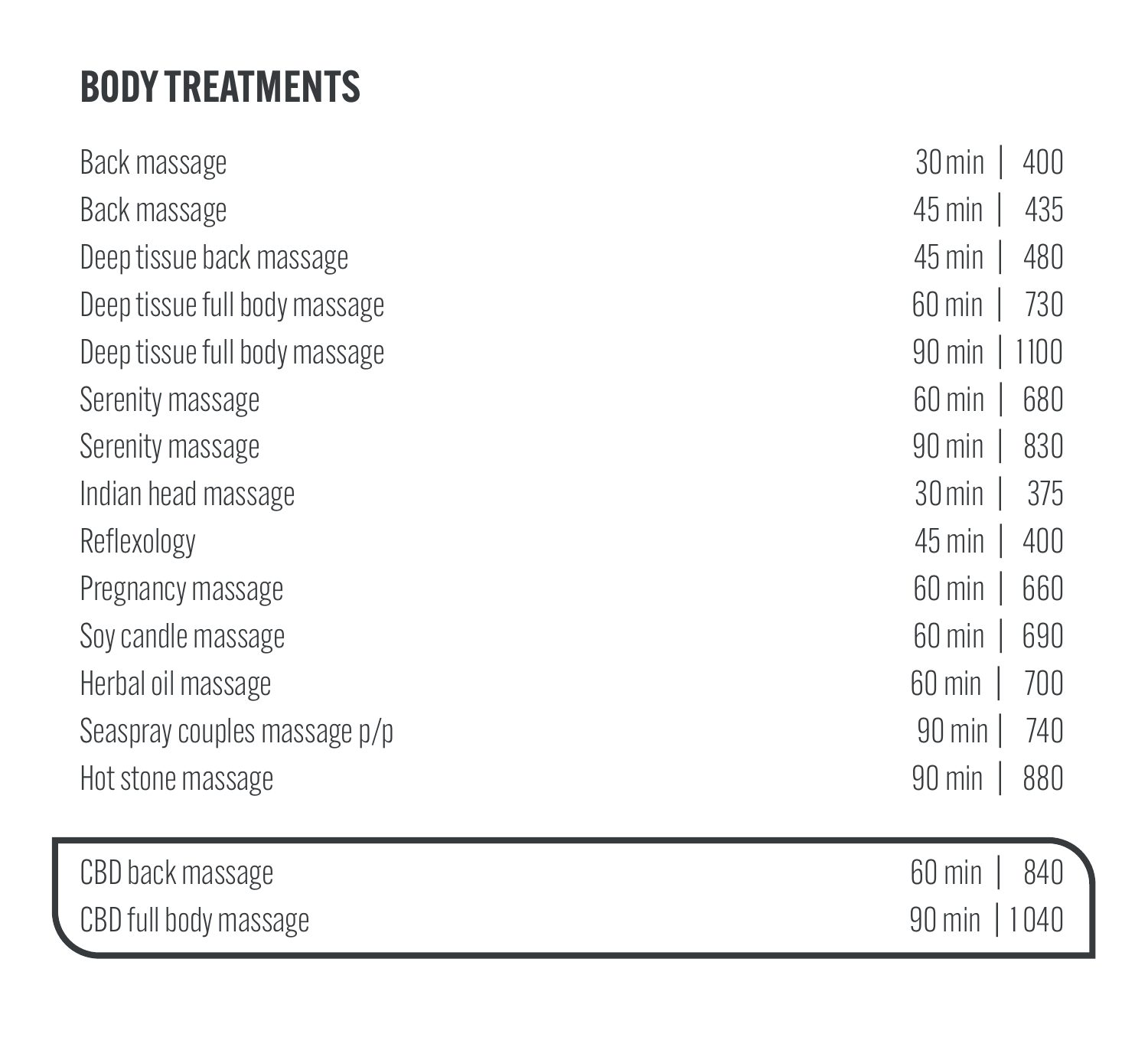## BODY TREATMENTS

| Treatment | Duration | Price |
|---|---|---|
| Back massage | 30 min | 400 |
| Back massage | 45 min | 435 |
| Deep tissue back massage | 45 min | 480 |
| Deep tissue full body massage | 60 min | 730 |
| Deep tissue full body massage | 90 min | 1100 |
| Serenity massage | 60 min | 680 |
| Serenity massage | 90 min | 830 |
| Indian head massage | 30 min | 375 |
| Reflexology | 45 min | 400 |
| Pregnancy massage | 60 min | 660 |
| Soy candle massage | 60 min | 690 |
| Herbal oil massage | 60 min | 700 |
| Seaspray couples massage p/p | 90 min | 740 |
| Hot stone massage | 90 min | 880 |

| Treatment | Duration | Price |
|---|---|---|
| CBD back massage | 60 min | 840 |
| CBD full body massage | 90 min | 1040 |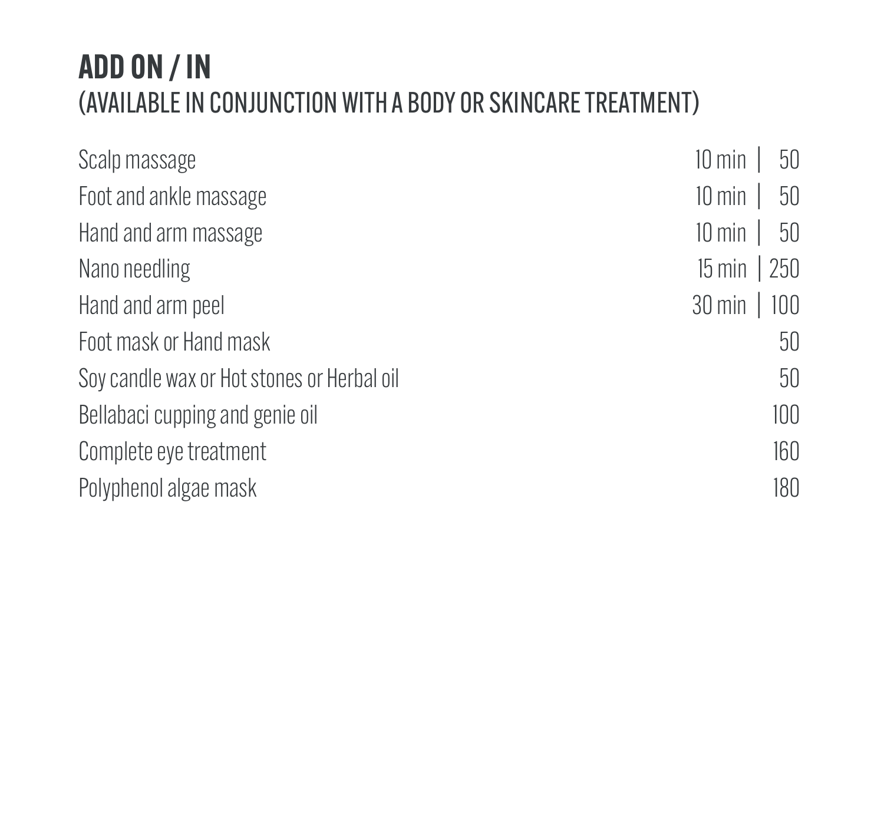## ADD ON / IN
(AVAILABLE IN CONJUNCTION WITH A BODY OR SKINCARE TREATMENT)

| Treatment | Duration | Price |
|---|---|---|
| Scalp massage | 10 min | 50 |
| Foot and ankle massage | 10 min | 50 |
| Hand and arm massage | 10 min | 50 |
| Nano needling | 15 min | 250 |
| Hand and arm peel | 30 min | 100 |
| Foot mask or Hand mask | | 50 |
| Soy candle wax or Hot stones or Herbal oil | | 50 |
| Bellabaci cupping and genie oil | | 100 |
| Complete eye treatment | | 160 |
| Polyphenol algae mask | | 180 |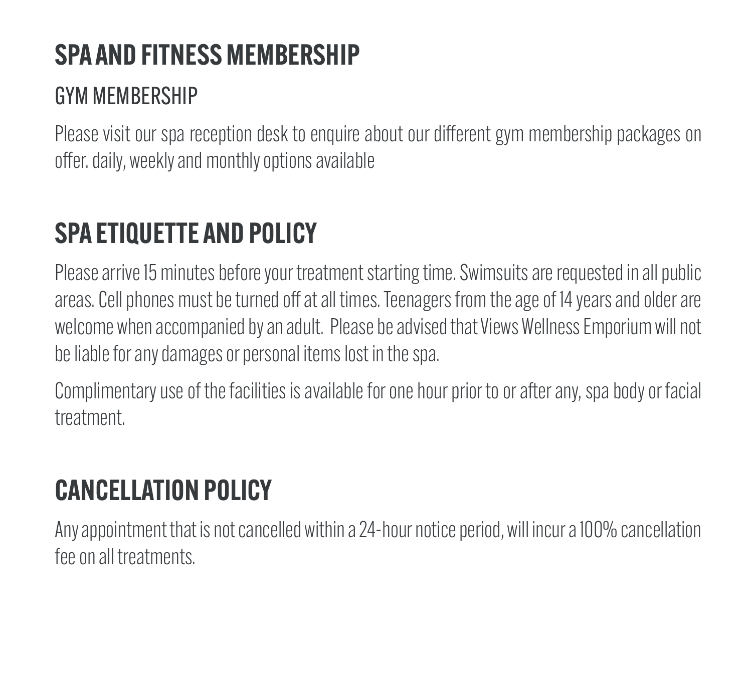## SPA AND FITNESS MEMBERSHIP

### GYM MEMBERSHIP

Please visit our spa reception desk to enquire about our different gym membership packages on offer. daily, weekly and monthly options available

## SPA ETIQUETTE AND POLICY

Please arrive 15 minutes before your treatment starting time. Swimsuits are requested in all public areas. Cell phones must be turned off at all times. Teenagers from the age of 14 years and older are welcome when accompanied by an adult. Please be advised that Views Wellness Emporium will not be liable for any damages or personal items lost in the spa.

Complimentary use of the facilities is available for one hour prior to or after any, spa body or facial treatment.

## CANCELLATION POLICY

Any appointment that is not cancelled within a 24-hour notice period, will incur a 100% cancellation fee on all treatments.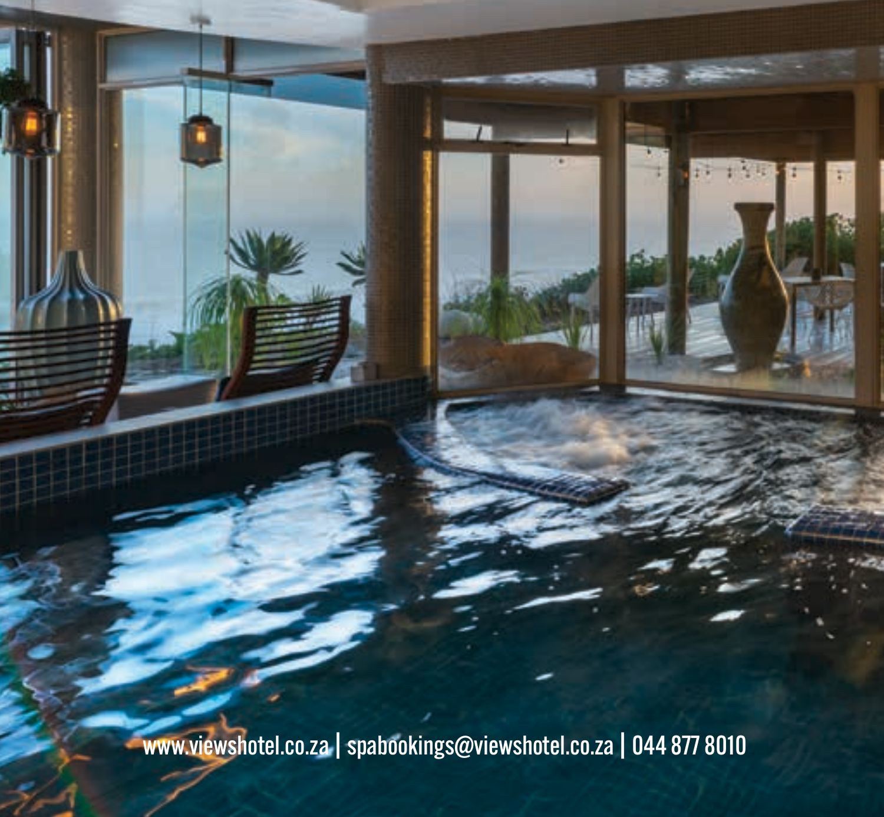www.viewshotel.co.za | spabookings@viewshotel.co.za | 044 877 8010